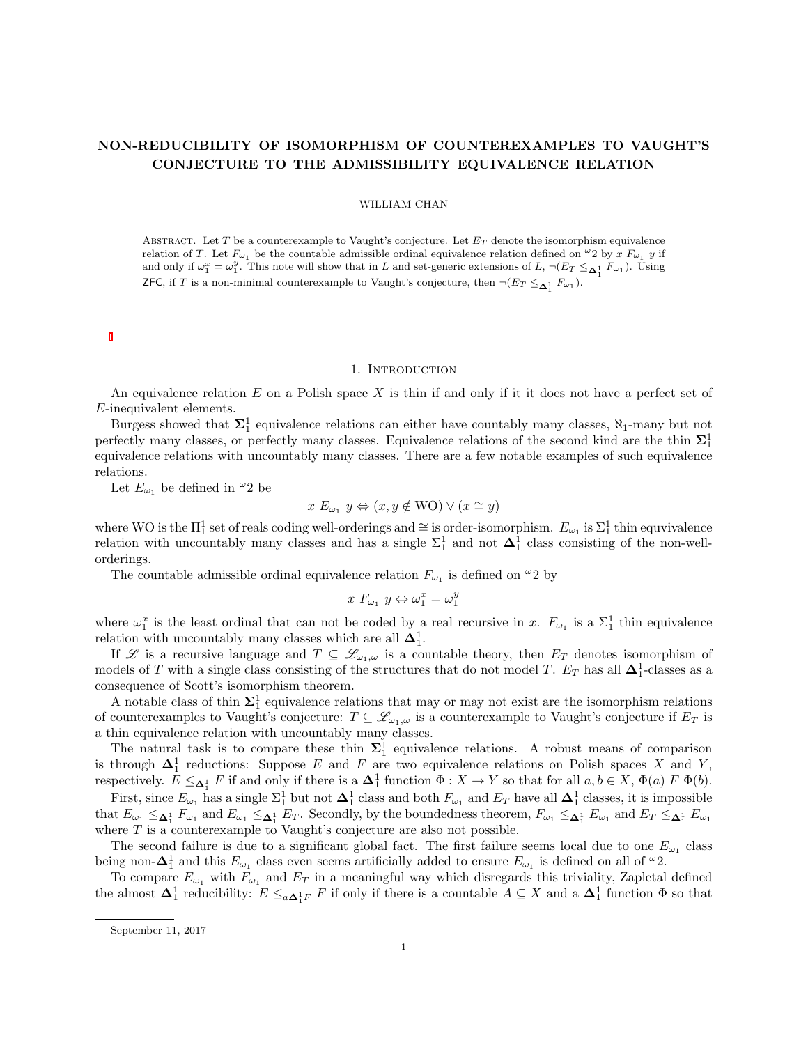# NON-REDUCIBILITY OF ISOMORPHISM OF COUNTEREXAMPLES TO VAUGHT'S CONJECTURE TO THE ADMISSIBILITY EQUIVALENCE RELATION

WILLIAM CHAN

Abstract. Let $T$ be a counterexample to Vaught's conjecture. Let $E_T$ denote the isomorphism equivalence relation of $T$. Let $F_{\omega_1}$ be the countable admissible ordinal equivalence relation defined on ${}^\omega 2$ by $x\ F_{\omega_1}\ y$ if and only if $\omega_1^x = \omega_1^y$. This note will show that in $L$ and set-generic extensions of $L$, $\neg(E_T \leq_{\mathbf{\Delta}_1^1} F_{\omega_1})$. Using $\mathsf{ZFC}$, if $T$ is a non-minimal counterexample to Vaught's conjecture, then $\neg(E_T \leq_{\mathbf{\Delta}_1^1} F_{\omega_1})$.

## 1. Introduction

An equivalence relation $E$ on a Polish space $X$ is thin if and only if it it does not have a perfect set of $E$-inequivalent elements.

Burgess showed that $\mathbf{\Sigma}_1^1$ equivalence relations can either have countably many classes, $\aleph_1$-many but not perfectly many classes, or perfectly many classes. Equivalence relations of the second kind are the thin $\mathbf{\Sigma}_1^1$ equivalence relations with uncountably many classes. There are a few notable examples of such equivalence relations.

Let $E_{\omega_1}$ be defined in ${}^\omega 2$ be

$$x\ E_{\omega_1}\ y \Leftrightarrow (x, y \notin \mathrm{WO}) \vee (x \cong y)$$

where WO is the $\Pi_1^1$ set of reals coding well-orderings and $\cong$ is order-isomorphism. $E_{\omega_1}$ is $\Sigma_1^1$ thin equvivalence relation with uncountably many classes and has a single $\Sigma_1^1$ and not $\mathbf{\Delta}_1^1$ class consisting of the non-well-orderings.

The countable admissible ordinal equivalence relation $F_{\omega_1}$ is defined on ${}^\omega 2$ by

$$x\ F_{\omega_1}\ y \Leftrightarrow \omega_1^x = \omega_1^y$$

where $\omega_1^x$ is the least ordinal that can not be coded by a real recursive in $x$. $F_{\omega_1}$ is a $\Sigma_1^1$ thin equivalence relation with uncountably many classes which are all $\mathbf{\Delta}_1^1$.

If $\mathscr{L}$ is a recursive language and $T \subseteq \mathscr{L}_{\omega_1,\omega}$ is a countable theory, then $E_T$ denotes isomorphism of models of $T$ with a single class consisting of the structures that do not model $T$. $E_T$ has all $\mathbf{\Delta}_1^1$-classes as a consequence of Scott's isomorphism theorem.

A notable class of thin $\mathbf{\Sigma}_1^1$ equivalence relations that may or may not exist are the isomorphism relations of counterexamples to Vaught's conjecture: $T \subseteq \mathscr{L}_{\omega_1,\omega}$ is a counterexample to Vaught's conjecture if $E_T$ is a thin equivalence relation with uncountably many classes.

The natural task is to compare these thin $\mathbf{\Sigma}_1^1$ equivalence relations. A robust means of comparison is through $\mathbf{\Delta}_1^1$ reductions: Suppose $E$ and $F$ are two equivalence relations on Polish spaces $X$ and $Y$, respectively. $E \leq_{\mathbf{\Delta}_1^1} F$ if and only if there is a $\mathbf{\Delta}_1^1$ function $\Phi : X \to Y$ so that for all $a, b \in X$, $\Phi(a)\ F\ \Phi(b)$.

First, since $E_{\omega_1}$ has a single $\Sigma_1^1$ but not $\mathbf{\Delta}_1^1$ class and both $F_{\omega_1}$ and $E_T$ have all $\mathbf{\Delta}_1^1$ classes, it is impossible that $E_{\omega_1} \leq_{\mathbf{\Delta}_1^1} F_{\omega_1}$ and $E_{\omega_1} \leq_{\mathbf{\Delta}_1^1} E_T$. Secondly, by the boundedness theorem, $F_{\omega_1} \leq_{\mathbf{\Delta}_1^1} E_{\omega_1}$ and $E_T \leq_{\mathbf{\Delta}_1^1} E_{\omega_1}$ where $T$ is a counterexample to Vaught's conjecture are also not possible.

The second failure is due to a significant global fact. The first failure seems local due to one $E_{\omega_1}$ class being non-$\mathbf{\Delta}_1^1$ and this $E_{\omega_1}$ class even seems artificially added to ensure $E_{\omega_1}$ is defined on all of ${}^\omega 2$.

To compare $E_{\omega_1}$ with $F_{\omega_1}$ and $E_T$ in a meaningful way which disregards this triviality, Zapletal defined the almost $\mathbf{\Delta}_1^1$ reducibility: $E \leq_{a\mathbf{\Delta}_1^1 F} F$ if only if there is a countable $A \subseteq X$ and a $\mathbf{\Delta}_1^1$ function $\Phi$ so that

September 11, 2017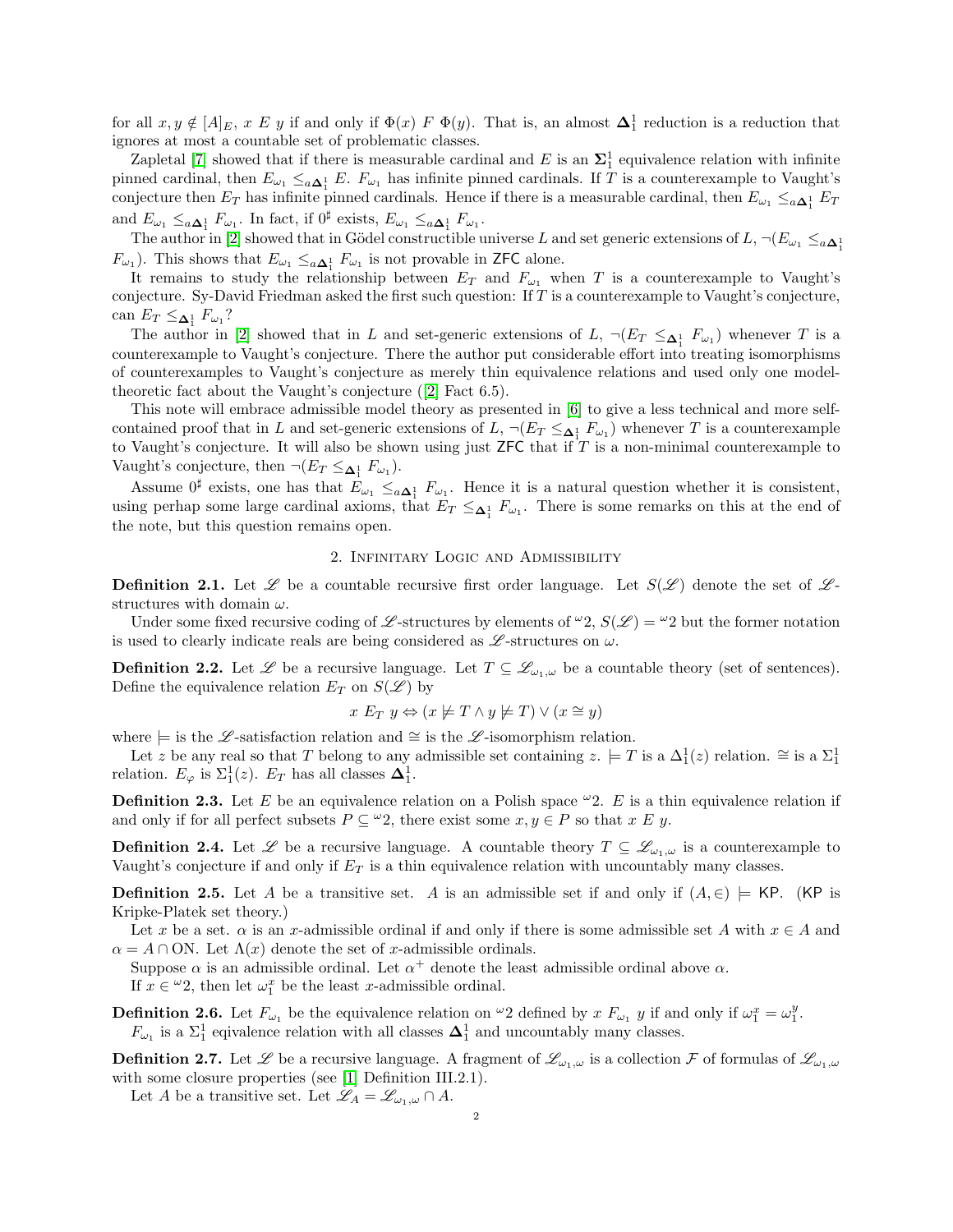for all $x, y \notin [A]_E$, $x \; E \; y$ if and only if $\Phi(x) \; F \; \Phi(y)$. That is, an almost $\mathbf{\Delta}^1_1$ reduction is a reduction that ignores at most a countable set of problematic classes.

Zapletal [7] showed that if there is measurable cardinal and $E$ is an $\mathbf{\Sigma}^1_1$ equivalence relation with infinite pinned cardinal, then $E_{\omega_1} \leq_{a\mathbf{\Delta}^1_1} E$. $F_{\omega_1}$ has infinite pinned cardinals. If $T$ is a counterexample to Vaught's conjecture then $E_T$ has infinite pinned cardinals. Hence if there is a measurable cardinal, then $E_{\omega_1} \leq_{a\mathbf{\Delta}^1_1} E_T$ and $E_{\omega_1} \leq_{a\mathbf{\Delta}^1_1} F_{\omega_1}$. In fact, if $0^\sharp$ exists, $E_{\omega_1} \leq_{a\mathbf{\Delta}^1_1} F_{\omega_1}$.

The author in [2] showed that in Gödel constructible universe $L$ and set generic extensions of $L$, $\neg(E_{\omega_1} \leq_{a\mathbf{\Delta}^1_1} F_{\omega_1})$. This shows that $E_{\omega_1} \leq_{a\mathbf{\Delta}^1_1} F_{\omega_1}$ is not provable in ZFC alone.

It remains to study the relationship between $E_T$ and $F_{\omega_1}$ when $T$ is a counterexample to Vaught's conjecture. Sy-David Friedman asked the first such question: If $T$ is a counterexample to Vaught's conjecture, can $E_T \leq_{\mathbf{\Delta}^1_1} F_{\omega_1}$?

The author in [2] showed that in $L$ and set-generic extensions of $L$, $\neg(E_T \leq_{\mathbf{\Delta}^1_1} F_{\omega_1})$ whenever $T$ is a counterexample to Vaught's conjecture. There the author put considerable effort into treating isomorphisms of counterexamples to Vaught's conjecture as merely thin equivalence relations and used only one model-theoretic fact about the Vaught's conjecture ([2] Fact 6.5).

This note will embrace admissible model theory as presented in [6] to give a less technical and more self-contained proof that in $L$ and set-generic extensions of $L$, $\neg(E_T \leq_{\mathbf{\Delta}^1_1} F_{\omega_1})$ whenever $T$ is a counterexample to Vaught's conjecture. It will also be shown using just ZFC that if $T$ is a non-minimal counterexample to Vaught's conjecture, then $\neg(E_T \leq_{\mathbf{\Delta}^1_1} F_{\omega_1})$.

Assume $0^\sharp$ exists, one has that $E_{\omega_1} \leq_{a\mathbf{\Delta}^1_1} F_{\omega_1}$. Hence it is a natural question whether it is consistent, using perhap some large cardinal axioms, that $E_T \leq_{\mathbf{\Delta}^1_1} F_{\omega_1}$. There is some remarks on this at the end of the note, but this question remains open.

## 2. Infinitary Logic and Admissibility

**Definition 2.1.** Let $\mathscr{L}$ be a countable recursive first order language. Let $S(\mathscr{L})$ denote the set of $\mathscr{L}$-structures with domain $\omega$.

Under some fixed recursive coding of $\mathscr{L}$-structures by elements of ${}^\omega 2$, $S(\mathscr{L}) = {}^\omega 2$ but the former notation is used to clearly indicate reals are being considered as $\mathscr{L}$-structures on $\omega$.

**Definition 2.2.** Let $\mathscr{L}$ be a recursive language. Let $T \subseteq \mathscr{L}_{\omega_1,\omega}$ be a countable theory (set of sentences). Define the equivalence relation $E_T$ on $S(\mathscr{L})$ by

$$x \; E_T \; y \Leftrightarrow (x \not\models T \wedge y \not\models T) \vee (x \cong y)$$

where $\models$ is the $\mathscr{L}$-satisfaction relation and $\cong$ is the $\mathscr{L}$-isomorphism relation.

Let $z$ be any real so that $T$ belong to any admissible set containing $z$. $\models T$ is a $\Delta^1_1(z)$ relation. $\cong$ is a $\Sigma^1_1$ relation. $E_\varphi$ is $\Sigma^1_1(z)$. $E_T$ has all classes $\mathbf{\Delta}^1_1$.

**Definition 2.3.** Let $E$ be an equivalence relation on a Polish space ${}^\omega 2$. $E$ is a thin equivalence relation if and only if for all perfect subsets $P \subseteq {}^\omega 2$, there exist some $x, y \in P$ so that $x \; E \; y$.

**Definition 2.4.** Let $\mathscr{L}$ be a recursive language. A countable theory $T \subseteq \mathscr{L}_{\omega_1,\omega}$ is a counterexample to Vaught's conjecture if and only if $E_T$ is a thin equivalence relation with uncountably many classes.

**Definition 2.5.** Let $A$ be a transitive set. $A$ is an admissible set if and only if $(A, \in) \models \mathsf{KP}$. (KP is Kripke-Platek set theory.)

Let $x$ be a set. $\alpha$ is an $x$-admissible ordinal if and only if there is some admissible set $A$ with $x \in A$ and $\alpha = A \cap \mathrm{ON}$. Let $\Lambda(x)$ denote the set of $x$-admissible ordinals.

Suppose $\alpha$ is an admissible ordinal. Let $\alpha^+$ denote the least admissible ordinal above $\alpha$.

If $x \in {}^\omega 2$, then let $\omega_1^x$ be the least $x$-admissible ordinal.

**Definition 2.6.** Let $F_{\omega_1}$ be the equivalence relation on ${}^\omega 2$ defined by $x \; F_{\omega_1} \; y$ if and only if $\omega_1^x = \omega_1^y$.

$F_{\omega_1}$ is a $\Sigma^1_1$ eqivalence relation with all classes $\mathbf{\Delta}^1_1$ and uncountably many classes.

**Definition 2.7.** Let $\mathscr{L}$ be a recursive language. A fragment of $\mathscr{L}_{\omega_1,\omega}$ is a collection $\mathcal{F}$ of formulas of $\mathscr{L}_{\omega_1,\omega}$ with some closure properties (see [1] Definition III.2.1).

Let $A$ be a transitive set. Let $\mathscr{L}_A = \mathscr{L}_{\omega_1,\omega} \cap A$.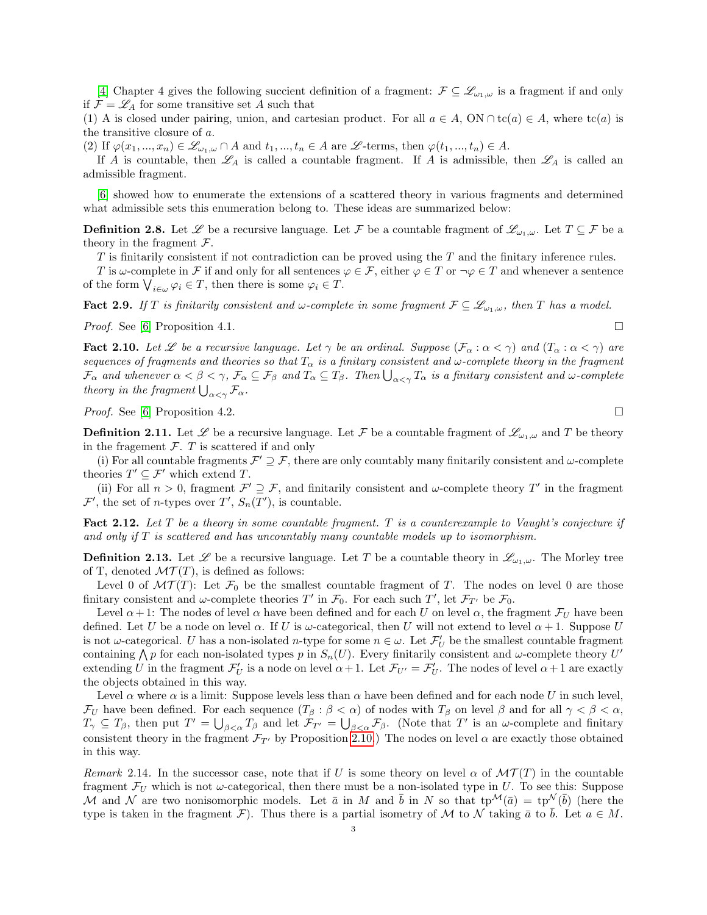[4] Chapter 4 gives the following succient definition of a fragment: $\mathcal{F} \subseteq \mathscr{L}_{\omega_1,\omega}$ is a fragment if and only if $\mathcal{F} = \mathscr{L}_A$ for some transitive set $A$ such that

(1) A is closed under pairing, union, and cartesian product. For all $a \in A$, $\text{ON} \cap \text{tc}(a) \in A$, where $\text{tc}(a)$ is the transitive closure of $a$.

(2) If $\varphi(x_1, ..., x_n) \in \mathscr{L}_{\omega_1,\omega} \cap A$ and $t_1, ..., t_n \in A$ are $\mathscr{L}$-terms, then $\varphi(t_1, ..., t_n) \in A$.

If $A$ is countable, then $\mathscr{L}_A$ is called a countable fragment. If $A$ is admissible, then $\mathscr{L}_A$ is called an admissible fragment.

[6] showed how to enumerate the extensions of a scattered theory in various fragments and determined what admissible sets this enumeration belong to. These ideas are summarized below:

**Definition 2.8.** Let $\mathscr{L}$ be a recursive language. Let $\mathcal{F}$ be a countable fragment of $\mathscr{L}_{\omega_1,\omega}$. Let $T \subseteq \mathcal{F}$ be a theory in the fragment $\mathcal{F}$.

$T$ is finitarily consistent if not contradiction can be proved using the $T$ and the finitary inference rules.

$T$ is $\omega$-complete in $\mathcal{F}$ if and only for all sentences $\varphi \in \mathcal{F}$, either $\varphi \in T$ or $\neg\varphi \in T$ and whenever a sentence of the form $\bigvee_{i\in\omega} \varphi_i \in T$, then there is some $\varphi_i \in T$.

**Fact 2.9.** *If $T$ is finitarily consistent and $\omega$-complete in some fragment $\mathcal{F} \subseteq \mathscr{L}_{\omega_1,\omega}$, then $T$ has a model.*

*Proof.* See [6] Proposition 4.1. ☐

**Fact 2.10.** *Let $\mathscr{L}$ be a recursive language. Let $\gamma$ be an ordinal. Suppose $(\mathcal{F}_\alpha : \alpha < \gamma)$ and $(T_\alpha : \alpha < \gamma)$ are sequences of fragments and theories so that $T_\alpha$ is a finitary consistent and $\omega$-complete theory in the fragment $\mathcal{F}_\alpha$ and whenever $\alpha < \beta < \gamma$, $\mathcal{F}_\alpha \subseteq \mathcal{F}_\beta$ and $T_\alpha \subseteq T_\beta$. Then $\bigcup_{\alpha<\gamma} T_\alpha$ is a finitary consistent and $\omega$-complete theory in the fragment $\bigcup_{\alpha<\gamma} \mathcal{F}_\alpha$.*

*Proof.* See [6] Proposition 4.2. ☐

**Definition 2.11.** Let $\mathscr{L}$ be a recursive language. Let $\mathcal{F}$ be a countable fragment of $\mathscr{L}_{\omega_1,\omega}$ and $T$ be theory in the fragement $\mathcal{F}$. $T$ is scattered if and only

(i) For all countable fragments $\mathcal{F}' \supseteq \mathcal{F}$, there are only countably many finitarily consistent and $\omega$-complete theories $T' \subseteq \mathcal{F}'$ which extend $T$.

(ii) For all $n > 0$, fragment $\mathcal{F}' \supseteq \mathcal{F}$, and finitarily consistent and $\omega$-complete theory $T'$ in the fragment $\mathcal{F}'$, the set of $n$-types over $T'$, $S_n(T')$, is countable.

**Fact 2.12.** *Let $T$ be a theory in some countable fragment. $T$ is a counterexample to Vaught's conjecture if and only if $T$ is scattered and has uncountably many countable models up to isomorphism.*

**Definition 2.13.** Let $\mathscr{L}$ be a recursive language. Let $T$ be a countable theory in $\mathscr{L}_{\omega_1,\omega}$. The Morley tree of T, denoted $\mathcal{MT}(T)$, is defined as follows:

Level 0 of $\mathcal{MT}(T)$: Let $\mathcal{F}_0$ be the smallest countable fragment of $T$. The nodes on level 0 are those finitary consistent and $\omega$-complete theories $T'$ in $\mathcal{F}_0$. For each such $T'$, let $\mathcal{F}_{T'}$ be $\mathcal{F}_0$.

Level $\alpha + 1$: The nodes of level $\alpha$ have been defined and for each $U$ on level $\alpha$, the fragment $\mathcal{F}_U$ have been defined. Let $U$ be a node on level $\alpha$. If $U$ is $\omega$-categorical, then $U$ will not extend to level $\alpha + 1$. Suppose $U$ is not $\omega$-categorical. $U$ has a non-isolated $n$-type for some $n \in \omega$. Let $\mathcal{F}'_U$ be the smallest countable fragment containing $\bigwedge p$ for each non-isolated types $p$ in $S_n(U)$. Every finitarily consistent and $\omega$-complete theory $U'$ extending $U$ in the fragment $\mathcal{F}'_U$ is a node on level $\alpha + 1$. Let $\mathcal{F}_{U'} = \mathcal{F}'_U$. The nodes of level $\alpha + 1$ are exactly the objects obtained in this way.

Level $\alpha$ where $\alpha$ is a limit: Suppose levels less than $\alpha$ have been defined and for each node $U$ in such level, $\mathcal{F}_U$ have been defined. For each sequence $(T_\beta : \beta < \alpha)$ of nodes with $T_\beta$ on level $\beta$ and for all $\gamma < \beta < \alpha$, $T_\gamma \subseteq T_\beta$, then put $T' = \bigcup_{\beta<\alpha} T_\beta$ and let $\mathcal{F}_{T'} = \bigcup_{\beta<\alpha} \mathcal{F}_\beta$. (Note that $T'$ is an $\omega$-complete and finitary consistent theory in the fragment $\mathcal{F}_{T'}$ by Proposition 2.10.) The nodes on level $\alpha$ are exactly those obtained in this way.

*Remark* 2.14. In the successor case, note that if $U$ is some theory on level $\alpha$ of $\mathcal{MT}(T)$ in the countable fragment $\mathcal{F}_U$ which is not $\omega$-categorical, then there must be a non-isolated type in $U$. To see this: Suppose $\mathcal{M}$ and $\mathcal{N}$ are two nonisomorphic models. Let $\bar{a}$ in $M$ and $\bar{b}$ in $N$ so that $\text{tp}^{\mathcal{M}}(\bar{a}) = \text{tp}^{\mathcal{N}}(\bar{b})$ (here the type is taken in the fragment $\mathcal{F}$). Thus there is a partial isometry of $\mathcal{M}$ to $\mathcal{N}$ taking $\bar{a}$ to $\bar{b}$. Let $a \in M$.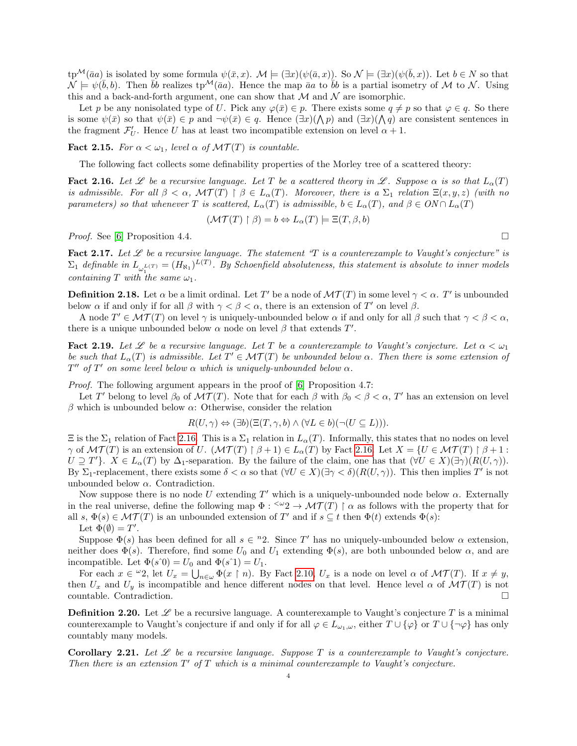$\text{tp}^{\mathcal{M}}(\bar{a}a)$ is isolated by some formula $\psi(\bar{x}, x)$. $\mathcal{M} \models (\exists x)(\psi(\bar{a}, x))$. So $\mathcal{N} \models (\exists x)(\psi(\bar{b}, x))$. Let $b \in N$ so that $\mathcal{N} \models \psi(\bar{b}, b)$. Then $\bar{b}b$ realizes $\text{tp}^{\mathcal{M}}(\bar{a}a)$. Hence the map $\bar{a}a$ to $\bar{b}b$ is a partial isometry of $\mathcal{M}$ to $\mathcal{N}$. Using this and a back-and-forth argument, one can show that $\mathcal{M}$ and $\mathcal{N}$ are isomorphic.

Let $p$ be any nonisolated type of $U$. Pick any $\varphi(\bar{x}) \in p$. There exists some $q \neq p$ so that $\varphi \in q$. So there is some $\psi(\bar{x})$ so that $\psi(\bar{x}) \in p$ and $\neg\psi(\bar{x}) \in q$. Hence $(\exists x)(\bigwedge p)$ and $(\exists x)(\bigwedge q)$ are consistent sentences in the fragment $\mathcal{F}'_U$. Hence $U$ has at least two incompatible extension on level $\alpha + 1$.

**Fact 2.15.** *For $\alpha < \omega_1$, level $\alpha$ of $\mathcal{MT}(T)$ is countable.*

The following fact collects some definability properties of the Morley tree of a scattered theory:

**Fact 2.16.** *Let $\mathscr{L}$ be a recursive language. Let $T$ be a scattered theory in $\mathscr{L}$. Suppose $\alpha$ is so that $L_\alpha(T)$ is admissible. For all $\beta < \alpha$, $\mathcal{MT}(T) \upharpoonright \beta \in L_\alpha(T)$. Moreover, there is a $\Sigma_1$ relation $\Xi(x, y, z)$ (with no parameters) so that whenever $T$ is scattered, $L_\alpha(T)$ is admissible, $b \in L_\alpha(T)$, and $\beta \in ON \cap L_\alpha(T)$*

$$(\mathcal{MT}(T) \upharpoonright \beta) = b \Leftrightarrow L_\alpha(T) \models \Xi(T, \beta, b)$$

*Proof.* See [6] Proposition 4.4. $\square$

**Fact 2.17.** *Let $\mathscr{L}$ be a recursive language. The statement "$T$ is a counterexample to Vaught's conjecture" is $\Sigma_1$ definable in $L_{\omega_1^{L(T)}} = (H_{\aleph_1})^{L(T)}$. By Schoenfield absoluteness, this statement is absolute to inner models containing $T$ with the same $\omega_1$.*

**Definition 2.18.** Let $\alpha$ be a limit ordinal. Let $T'$ be a node of $\mathcal{MT}(T)$ in some level $\gamma < \alpha$. $T'$ is unbounded below $\alpha$ if and only if for all $\beta$ with $\gamma < \beta < \alpha$, there is an extension of $T'$ on level $\beta$.

A node $T' \in \mathcal{MT}(T)$ on level $\gamma$ is uniquely-unbounded below $\alpha$ if and only if for all $\beta$ such that $\gamma < \beta < \alpha$, there is a unique unbounded below $\alpha$ node on level $\beta$ that extends $T'$.

**Fact 2.19.** *Let $\mathscr{L}$ be a recursive language. Let $T$ be a counterexample to Vaught's conjecture. Let $\alpha < \omega_1$ be such that $L_\alpha(T)$ is admissible. Let $T' \in \mathcal{MT}(T)$ be unbounded below $\alpha$. Then there is some extension of $T''$ of $T'$ on some level below $\alpha$ which is uniquely-unbounded below $\alpha$.*

*Proof.* The following argument appears in the proof of [6] Proposition 4.7:

Let $T'$ belong to level $\beta_0$ of $\mathcal{MT}(T)$. Note that for each $\beta$ with $\beta_0 < \beta < \alpha$, $T'$ has an extension on level $\beta$ which is unbounded below $\alpha$: Otherwise, consider the relation

$$R(U, \gamma) \Leftrightarrow (\exists b)(\Xi(T, \gamma, b) \wedge (\forall L \in b)(\neg(U \subseteq L))).$$

$\Xi$ is the $\Sigma_1$ relation of Fact 2.16. This is a $\Sigma_1$ relation in $L_\alpha(T)$. Informally, this states that no nodes on level $\gamma$ of $\mathcal{MT}(T)$ is an extension of $U$. $(\mathcal{MT}(T) \upharpoonright \beta + 1) \in L_\alpha(T)$ by Fact 2.16. Let $X = \{U \in \mathcal{MT}(T) \upharpoonright \beta + 1 : U \supseteq T'\}$. $X \in L_\alpha(T)$ by $\Delta_1$-separation. By the failure of the claim, one has that $(\forall U \in X)(\exists \gamma)(R(U, \gamma))$. By $\Sigma_1$-replacement, there exists some $\delta < \alpha$ so that $(\forall U \in X)(\exists \gamma < \delta)(R(U, \gamma))$. This then implies $T'$ is not unbounded below $\alpha$. Contradiction.

Now suppose there is no node $U$ extending $T'$ which is a uniquely-unbounded node below $\alpha$. Externally in the real universe, define the following map $\Phi : {}^{<\omega}2 \to \mathcal{MT}(T) \upharpoonright \alpha$ as follows with the property that for all $s$, $\Phi(s) \in \mathcal{MT}(T)$ is an unbounded extension of $T'$ and if $s \subseteq t$ then $\Phi(t)$ extends $\Phi(s)$:

Let $\Phi(\emptyset) = T'$.

Suppose $\Phi(s)$ has been defined for all $s \in {}^n2$. Since $T'$ has no uniquely-unbounded below $\alpha$ extension, neither does $\Phi(s)$. Therefore, find some $U_0$ and $U_1$ extending $\Phi(s)$, are both unbounded below $\alpha$, and are incompatible. Let $\Phi(s\hat{\ }0) = U_0$ and $\Phi(s\hat{\ }1) = U_1$.

For each $x \in {}^\omega 2$, let $U_x = \bigcup_{n \in \omega} \Phi(x \upharpoonright n)$. By Fact 2.10, $U_x$ is a node on level $\alpha$ of $\mathcal{MT}(T)$. If $x \neq y$, then $U_x$ and $U_y$ is incompatible and hence different nodes on that level. Hence level $\alpha$ of $\mathcal{MT}(T)$ is not countable. Contradiction. $\square$

**Definition 2.20.** Let $\mathscr{L}$ be a recursive language. A counterexample to Vaught's conjecture $T$ is a minimal counterexample to Vaught's conjecture if and only if for all $\varphi \in L_{\omega_1,\omega}$, either $T \cup \{\varphi\}$ or $T \cup \{\neg\varphi\}$ has only countably many models.

**Corollary 2.21.** *Let $\mathscr{L}$ be a recursive language. Suppose $T$ is a counterexample to Vaught's conjecture. Then there is an extension $T'$ of $T$ which is a minimal counterexample to Vaught's conjecture.*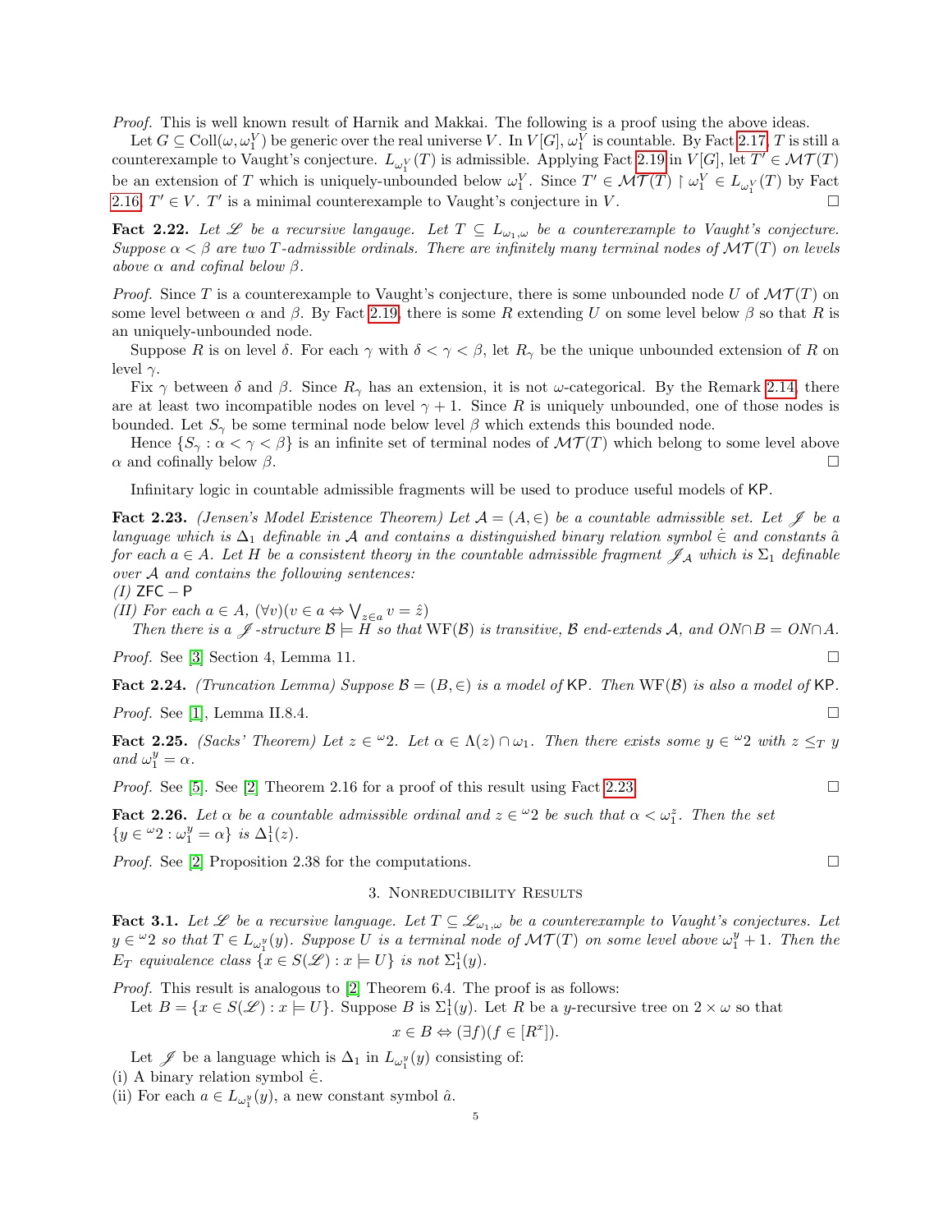*Proof.* This is well known result of Harnik and Makkai. The following is a proof using the above ideas.

Let $G \subseteq \text{Coll}(\omega, \omega_1^V)$ be generic over the real universe $V$. In $V[G]$, $\omega_1^V$ is countable. By Fact 2.17, $T$ is still a counterexample to Vaught's conjecture. $L_{\omega_1^V}(T)$ is admissible. Applying Fact 2.19 in $V[G]$, let $T' \in \mathcal{MT}(T)$ be an extension of $T$ which is uniquely-unbounded below $\omega_1^V$. Since $T' \in \mathcal{MT}(T) \upharpoonright \omega_1^V \in L_{\omega_1^V}(T)$ by Fact 2.16, $T' \in V$. $T'$ is a minimal counterexample to Vaught's conjecture in $V$. □

**Fact 2.22.** *Let $\mathscr{L}$ be a recursive langauge. Let $T \subseteq L_{\omega_1,\omega}$ be a counterexample to Vaught's conjecture. Suppose $\alpha < \beta$ are two $T$-admissible ordinals. There are infinitely many terminal nodes of $\mathcal{MT}(T)$ on levels above $\alpha$ and cofinal below $\beta$.*

*Proof.* Since $T$ is a counterexample to Vaught's conjecture, there is some unbounded node $U$ of $\mathcal{MT}(T)$ on some level between $\alpha$ and $\beta$. By Fact 2.19, there is some $R$ extending $U$ on some level below $\beta$ so that $R$ is an uniquely-unbounded node.

Suppose $R$ is on level $\delta$. For each $\gamma$ with $\delta < \gamma < \beta$, let $R_\gamma$ be the unique unbounded extension of $R$ on level $\gamma$.

Fix $\gamma$ between $\delta$ and $\beta$. Since $R_\gamma$ has an extension, it is not $\omega$-categorical. By the Remark 2.14, there are at least two incompatible nodes on level $\gamma + 1$. Since $R$ is uniquely unbounded, one of those nodes is bounded. Let $S_\gamma$ be some terminal node below level $\beta$ which extends this bounded node.

Hence $\{S_\gamma : \alpha < \gamma < \beta\}$ is an infinite set of terminal nodes of $\mathcal{MT}(T)$ which belong to some level above $\alpha$ and cofinally below $\beta$. □

Infinitary logic in countable admissible fragments will be used to produce useful models of $\mathsf{KP}$.

**Fact 2.23.** *(Jensen's Model Existence Theorem) Let $\mathcal{A} = (A, \in)$ be a countable admissible set. Let $\mathscr{J}$ be a language which is $\Delta_1$ definable in $\mathcal{A}$ and contains a distinguished binary relation symbol $\dot{\in}$ and constants $\hat{a}$ for each $a \in A$. Let $H$ be a consistent theory in the countable admissible fragment $\mathscr{J}_\mathcal{A}$ which is $\Sigma_1$ definable over $\mathcal{A}$ and contains the following sentences:*
*(I) $\mathsf{ZFC} - \mathsf{P}$*
*(II) For each $a \in A$, $(\forall v)(v \in a \Leftrightarrow \bigvee_{z \in a} v = \hat{z})$*
*Then there is a $\mathscr{J}$-structure $\mathcal{B} \models H$ so that $\text{WF}(\mathcal{B})$ is transitive, $\mathcal{B}$ end-extends $\mathcal{A}$, and $ON \cap B = ON \cap A$.*

*Proof.* See [3] Section 4, Lemma 11. □

**Fact 2.24.** *(Truncation Lemma) Suppose $\mathcal{B} = (B, \in)$ is a model of $\mathsf{KP}$. Then $\text{WF}(\mathcal{B})$ is also a model of $\mathsf{KP}$.*

*Proof.* See [1], Lemma II.8.4. □

**Fact 2.25.** *(Sacks' Theorem) Let $z \in {}^\omega 2$. Let $\alpha \in \Lambda(z) \cap \omega_1$. Then there exists some $y \in {}^\omega 2$ with $z \leq_T y$ and $\omega_1^y = \alpha$.*

*Proof.* See [5]. See [2] Theorem 2.16 for a proof of this result using Fact 2.23. □

**Fact 2.26.** *Let $\alpha$ be a countable admissible ordinal and $z \in {}^\omega 2$ be such that $\alpha < \omega_1^z$. Then the set $\{y \in {}^\omega 2 : \omega_1^y = \alpha\}$ is $\Delta_1^1(z)$.*

*Proof.* See [2] Proposition 2.38 for the computations. □

## 3. Nonreducibility Results

**Fact 3.1.** *Let $\mathscr{L}$ be a recursive language. Let $T \subseteq \mathscr{L}_{\omega_1,\omega}$ be a counterexample to Vaught's conjectures. Let $y \in {}^\omega 2$ so that $T \in L_{\omega_1^y}(y)$. Suppose $U$ is a terminal node of $\mathcal{MT}(T)$ on some level above $\omega_1^y + 1$. Then the $E_T$ equivalence class $\{x \in S(\mathscr{L}) : x \models U\}$ is not $\Sigma_1^1(y)$.*

*Proof.* This result is analogous to [2] Theorem 6.4. The proof is as follows:

Let $B = \{x \in S(\mathscr{L}) : x \models U\}$. Suppose $B$ is $\Sigma_1^1(y)$. Let $R$ be a $y$-recursive tree on $2 \times \omega$ so that

$$x \in B \Leftrightarrow (\exists f)(f \in [R^x]).$$

Let $\mathscr{J}$ be a language which is $\Delta_1$ in $L_{\omega_1^y}(y)$ consisting of:
(i) A binary relation symbol $\dot{\in}$.
(ii) For each $a \in L_{\omega_1^y}(y)$, a new constant symbol $\hat{a}$.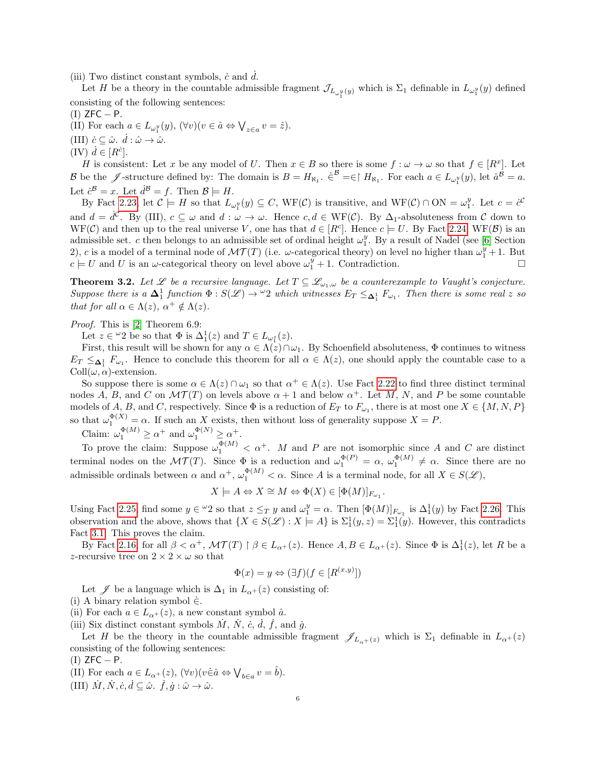(iii) Two distinct constant symbols, $\dot{c}$ and $\dot{d}$.

Let $H$ be a theory in the countable admissible fragment $\mathscr{J}_{L_{\omega_1^y}(y)}$ which is $\Sigma_1$ definable in $L_{\omega_1^y}(y)$ defined consisting of the following sentences:

(I) $\mathsf{ZFC}-\mathsf{P}$.

(II) For each $a \in L_{\omega_1^y}(y)$, $(\forall v)(v \in \hat{a} \Leftrightarrow \bigvee_{z\in a} v = \hat{z})$.

(III) $\dot{c} \subseteq \hat{\omega}$. $\dot{d} : \hat{\omega} \to \hat{\omega}$.

(IV) $\dot{d} \in [R^{\dot{c}}]$.

$H$ is consistent: Let $x$ be any model of $U$. Then $x \in B$ so there is some $f : \omega \to \omega$ so that $f \in [R^x]$. Let $\mathcal{B}$ be the $\mathscr{J}$-structure defined by: The domain is $B = H_{\aleph_1}$. $\dot{\in}^{\mathcal{B}} = \in\restriction H_{\aleph_1}$. For each $a \in L_{\omega_1^y}(y)$, let $\hat{a}^{\mathcal{B}} = a$. Let $\dot{c}^{\mathcal{B}} = x$. Let $\dot{d}^{\mathcal{B}} = f$. Then $\mathcal{B} \models H$.

By Fact 2.23, let $\mathcal{C} \models H$ so that $L_{\omega_1^y}(y) \subseteq C$, $\mathrm{WF}(\mathcal{C})$ is transitive, and $\mathrm{WF}(\mathcal{C}) \cap \mathrm{ON} = \omega_1^y$. Let $c = \dot{c}^{\mathcal{C}}$ and $d = \dot{d}^{\mathcal{C}}$. By (III), $c \subseteq \omega$ and $d : \omega \to \omega$. Hence $c, d \in \mathrm{WF}(\mathcal{C})$. By $\Delta_1$-absoluteness from $\mathcal{C}$ down to $\mathrm{WF}(\mathcal{C})$ and then up to the real universe $V$, one has that $d \in [R^c]$. Hence $c \models U$. By Fact 2.24, $\mathrm{WF}(\mathcal{B})$ is an admissible set. $c$ then belongs to an admissible set of ordinal height $\omega_1^y$. By a result of Nadel (see [6] Section 2), $c$ is a model of a terminal node of $\mathcal{MT}(T)$ (i.e. $\omega$-categorical theory) on level no higher than $\omega_1^y + 1$. But $c \models U$ and $U$ is an $\omega$-categorical theory on level above $\omega_1^y + 1$. Contradiction. $\square$

**Theorem 3.2.** *Let $\mathscr{L}$ be a recursive language. Let $T \subseteq \mathscr{L}_{\omega_1,\omega}$ be a counterexample to Vaught's conjecture. Suppose there is a $\mathbf{\Delta}_1^1$ function $\Phi : S(\mathscr{L}) \to {}^\omega 2$ which witnesses $E_T \leq_{\mathbf{\Delta}_1^1} F_{\omega_1}$. Then there is some real $z$ so that for all $\alpha \in \Lambda(z)$, $\alpha^+ \notin \Lambda(z)$.*

*Proof.* This is [2] Theorem 6.9:

Let $z \in {}^\omega 2$ be so that $\Phi$ is $\Delta_1^1(z)$ and $T \in L_{\omega_1^z}(z)$.

First, this result will be shown for any $\alpha \in \Lambda(z) \cap \omega_1$. By Schoenfield absoluteness, $\Phi$ continues to witness $E_T \leq_{\mathbf{\Delta}_1^1} F_{\omega_1}$. Hence to conclude this theorem for all $\alpha \in \Lambda(z)$, one should apply the countable case to a $\mathrm{Coll}(\omega, \alpha)$-extension.

So suppose there is some $\alpha \in \Lambda(z) \cap \omega_1$ so that $\alpha^+ \in \Lambda(z)$. Use Fact 2.22 to find three distinct terminal nodes $A$, $B$, and $C$ on $\mathcal{MT}(T)$ on levels above $\alpha + 1$ and below $\alpha^+$. Let $M$, $N$, and $P$ be some countable models of $A$, $B$, and $C$, respectively. Since $\Phi$ is a reduction of $E_T$ to $F_{\omega_1}$, there is at most one $X \in \{M, N, P\}$ so that $\omega_1^{\Phi(X)} = \alpha$. If such an $X$ exists, then without loss of generality suppose $X = P$.

Claim: $\omega_1^{\Phi(M)} \geq \alpha^+$ and $\omega_1^{\Phi(N)} \geq \alpha^+$.

To prove the claim: Suppose $\omega_1^{\Phi(M)} < \alpha^+$. $M$ and $P$ are not isomorphic since $A$ and $C$ are distinct terminal nodes on the $\mathcal{MT}(T)$. Since $\Phi$ is a reduction and $\omega_1^{\Phi(P)} = \alpha$, $\omega_1^{\Phi(M)} \neq \alpha$. Since there are no admissible ordinals between $\alpha$ and $\alpha^+$, $\omega_1^{\Phi(M)} < \alpha$. Since $A$ is a terminal node, for all $X \in S(\mathscr{L})$,

$$X \models A \Leftrightarrow X \cong M \Leftrightarrow \Phi(X) \in [\Phi(M)]_{F_{\omega_1}}.$$

Using Fact 2.25, find some $y \in {}^\omega 2$ so that $z \leq_T y$ and $\omega_1^y = \alpha$. Then $[\Phi(M)]_{F_{\omega_1}}$ is $\Delta_1^1(y)$ by Fact 2.26. This observation and the above, shows that $\{X \in S(\mathscr{L}) : X \models A\}$ is $\Sigma_1^1(y, z) = \Sigma_1^1(y)$. However, this contradicts Fact 3.1. This proves the claim.

By Fact 2.16, for all $\beta < \alpha^+$, $\mathcal{MT}(T) \restriction \beta \in L_{\alpha^+}(z)$. Hence $A, B \in L_{\alpha^+}(z)$. Since $\Phi$ is $\Delta_1^1(z)$, let $R$ be a $z$-recursive tree on $2 \times 2 \times \omega$ so that

$$\Phi(x) = y \Leftrightarrow (\exists f)(f \in [R^{(x,y)}])$$

Let $\mathscr{J}$ be a language which is $\Delta_1$ in $L_{\alpha^+}(z)$ consisting of:

(i) A binary relation symbol $\dot{\in}$.

(ii) For each $a \in L_{\alpha^+}(z)$, a new constant symbol $\hat{a}$.

(iii) Six distinct constant symbols $\dot{M}$, $\dot{N}$, $\dot{c}$, $\dot{d}$, $\dot{f}$, and $\dot{g}$.

Let $H$ be the theory in the countable admissible fragment $\mathscr{J}_{L_{\alpha^+}(z)}$ which is $\Sigma_1$ definable in $L_{\alpha^+}(z)$ consisting of the following sentences:

(I) $\mathsf{ZFC}-\mathsf{P}$.

(II) For each $a \in L_{\alpha^+}(z)$, $(\forall v)(v \dot{\in} \hat{a} \Leftrightarrow \bigvee_{b\in a} v = \hat{b})$.

(III) $\dot{M}, \dot{N}, \dot{c}, \dot{d} \subseteq \hat{\omega}$. $\dot{f}, \dot{g} : \hat{\omega} \to \hat{\omega}$.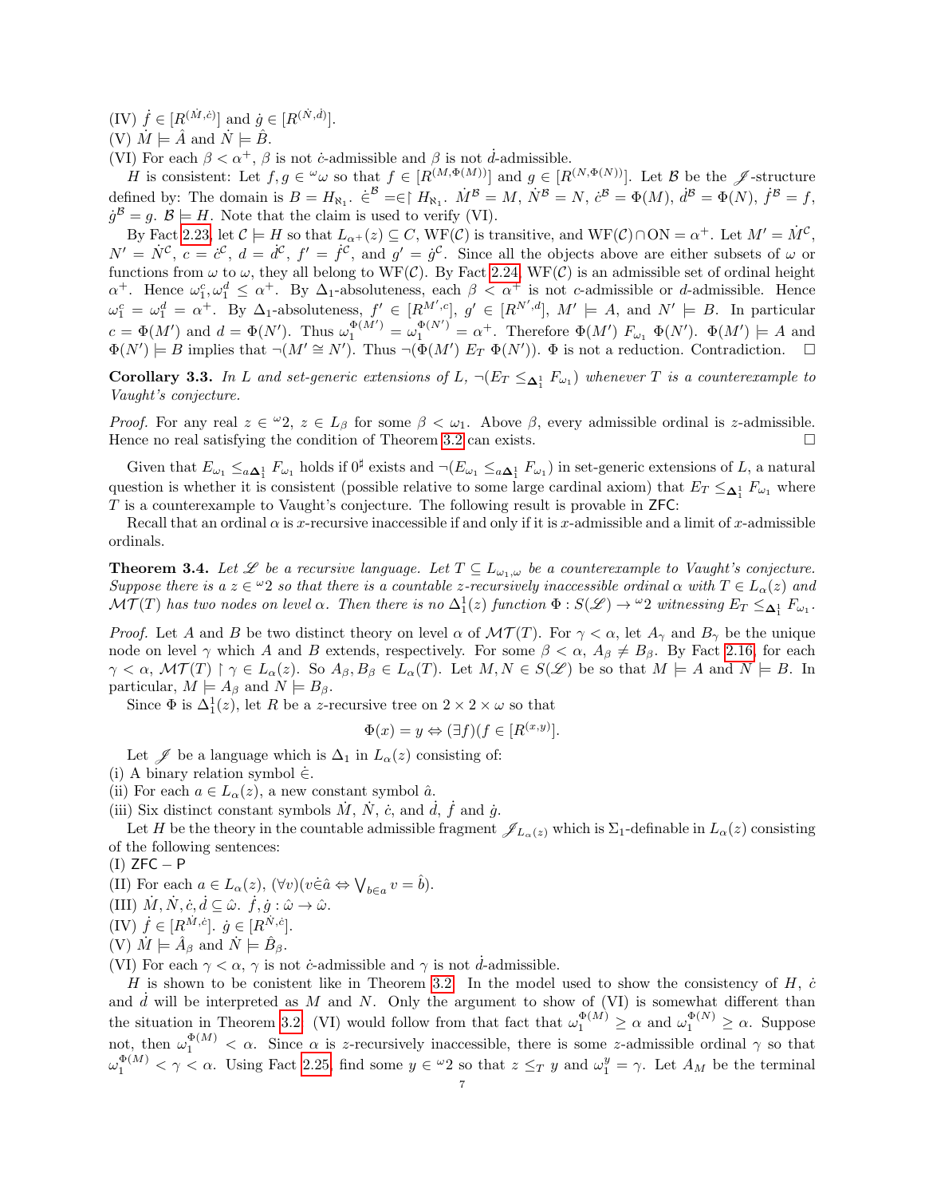(IV) $\dot{f} \in [R^{(\dot{M},\dot{c})}]$ and $\dot{g} \in [R^{(\dot{N},\dot{d})}]$.
(V) $\dot{M} \models \hat{A}$ and $\dot{N} \models \hat{B}$.
(VI) For each $\beta < \alpha^+$, $\beta$ is not $\dot{c}$-admissible and $\beta$ is not $\dot{d}$-admissible.

$H$ is consistent: Let $f, g \in {}^\omega\omega$ so that $f \in [R^{(M,\Phi(M))}]$ and $g \in [R^{(N,\Phi(N))}]$. Let $\mathcal{B}$ be the $\mathscr{J}$-structure defined by: The domain is $B = H_{\aleph_1}$. $\dot{\in}^{\mathcal{B}} = \in \restriction H_{\aleph_1}$. $\dot{M}^{\mathcal{B}} = M$, $\dot{N}^{\mathcal{B}} = N$, $\dot{c}^{\mathcal{B}} = \Phi(M)$, $\dot{d}^{\mathcal{B}} = \Phi(N)$, $\dot{f}^{\mathcal{B}} = f$, $\dot{g}^{\mathcal{B}} = g$. $\mathcal{B} \models H$. Note that the claim is used to verify (VI).

By Fact 2.23, let $\mathcal{C} \models H$ so that $L_{\alpha^+}(z) \subseteq C$, $\text{WF}(\mathcal{C})$ is transitive, and $\text{WF}(\mathcal{C}) \cap \text{ON} = \alpha^+$. Let $M' = \dot{M}^{\mathcal{C}}$, $N' = \dot{N}^{\mathcal{C}}$, $c = \dot{c}^{\mathcal{C}}$, $d = \dot{d}^{\mathcal{C}}$, $f' = \dot{f}^{\mathcal{C}}$, and $g' = \dot{g}^{\mathcal{C}}$. Since all the objects above are either subsets of $\omega$ or functions from $\omega$ to $\omega$, they all belong to $\text{WF}(\mathcal{C})$. By Fact 2.24, $\text{WF}(\mathcal{C})$ is an admissible set of ordinal height $\alpha^+$. Hence $\omega_1^c, \omega_1^d \leq \alpha^+$. By $\Delta_1$-absoluteness, each $\beta < \alpha^+$ is not $c$-admissible or $d$-admissible. Hence $\omega_1^c = \omega_1^d = \alpha^+$. By $\Delta_1$-absoluteness, $f' \in [R^{M',c}]$, $g' \in [R^{N',d}]$, $M' \models A$, and $N' \models B$. In particular $c = \Phi(M')$ and $d = \Phi(N')$. Thus $\omega_1^{\Phi(M')} = \omega_1^{\Phi(N')} = \alpha^+$. Therefore $\Phi(M')\ F_{\omega_1}\ \Phi(N')$. $\Phi(M') \models A$ and $\Phi(N') \models B$ implies that $\neg(M' \cong N')$. Thus $\neg(\Phi(M')\ E_T\ \Phi(N'))$. $\Phi$ is not a reduction. Contradiction. $\square$

**Corollary 3.3.** *In $L$ and set-generic extensions of $L$, $\neg(E_T \leq_{\mathbf{\Delta}_1^1} F_{\omega_1})$ whenever $T$ is a counterexample to Vaught's conjecture.*

*Proof.* For any real $z \in {}^\omega 2$, $z \in L_\beta$ for some $\beta < \omega_1$. Above $\beta$, every admissible ordinal is $z$-admissible. Hence no real satisfying the condition of Theorem 3.2 can exists. $\square$

Given that $E_{\omega_1} \leq_{a\mathbf{\Delta}_1^1} F_{\omega_1}$ holds if $0^\sharp$ exists and $\neg(E_{\omega_1} \leq_{a\mathbf{\Delta}_1^1} F_{\omega_1})$ in set-generic extensions of $L$, a natural question is whether it is consistent (possible relative to some large cardinal axiom) that $E_T \leq_{\mathbf{\Delta}_1^1} F_{\omega_1}$ where $T$ is a counterexample to Vaught's conjecture. The following result is provable in $\mathsf{ZFC}$:

Recall that an ordinal $\alpha$ is $x$-recursive inaccessible if and only if it is $x$-admissible and a limit of $x$-admissible ordinals.

**Theorem 3.4.** *Let $\mathscr{L}$ be a recursive language. Let $T \subseteq L_{\omega_1,\omega}$ be a counterexample to Vaught's conjecture. Suppose there is a $z \in {}^\omega 2$ so that there is a countable $z$-recursively inaccessible ordinal $\alpha$ with $T \in L_\alpha(z)$ and $\mathcal{MT}(T)$ has two nodes on level $\alpha$. Then there is no $\Delta_1^1(z)$ function $\Phi : S(\mathscr{L}) \to {}^\omega 2$ witnessing $E_T \leq_{\mathbf{\Delta}_1^1} F_{\omega_1}$.*

*Proof.* Let $A$ and $B$ be two distinct theory on level $\alpha$ of $\mathcal{MT}(T)$. For $\gamma < \alpha$, let $A_\gamma$ and $B_\gamma$ be the unique node on level $\gamma$ which $A$ and $B$ extends, respectively. For some $\beta < \alpha$, $A_\beta \neq B_\beta$. By Fact 2.16, for each $\gamma < \alpha$, $\mathcal{MT}(T) \restriction \gamma \in L_\alpha(z)$. So $A_\beta, B_\beta \in L_\alpha(T)$. Let $M, N \in S(\mathscr{L})$ be so that $M \models A$ and $N \models B$. In particular, $M \models A_\beta$ and $N \models B_\beta$.

Since $\Phi$ is $\Delta_1^1(z)$, let $R$ be a $z$-recursive tree on $2 \times 2 \times \omega$ so that

$$\Phi(x) = y \Leftrightarrow (\exists f)(f \in [R^{(x,y)}].$$

Let $\mathscr{J}$ be a language which is $\Delta_1$ in $L_\alpha(z)$ consisting of:
(i) A binary relation symbol $\dot{\in}$.
(ii) For each $a \in L_\alpha(z)$, a new constant symbol $\hat{a}$.
(iii) Six distinct constant symbols $\dot{M}$, $\dot{N}$, $\dot{c}$, and $\dot{d}$, $\dot{f}$ and $\dot{g}$.

Let $H$ be the theory in the countable admissible fragment $\mathscr{J}_{L_\alpha(z)}$ which is $\Sigma_1$-definable in $L_\alpha(z)$ consisting of the following sentences:
(I) $\mathsf{ZFC} - \mathsf{P}$
(II) For each $a \in L_\alpha(z)$, $(\forall v)(v \dot{\in} \hat{a} \Leftrightarrow \bigvee_{b \in a} v = \hat{b})$.
(III) $\dot{M}, \dot{N}, \dot{c}, \dot{d} \subseteq \hat{\omega}$. $\dot{f}, \dot{g} : \hat{\omega} \to \hat{\omega}$.
(IV) $\dot{f} \in [R^{\dot{M},\dot{c}}]$. $\dot{g} \in [R^{\dot{N},\dot{c}}]$.
(V) $\dot{M} \models \hat{A}_\beta$ and $\dot{N} \models \hat{B}_\beta$.
(VI) For each $\gamma < \alpha$, $\gamma$ is not $\dot{c}$-admissible and $\gamma$ is not $\dot{d}$-admissible.

$H$ is shown to be conistent like in Theorem 3.2. In the model used to show the consistency of $H$, $\dot{c}$ and $\dot{d}$ will be interpreted as $M$ and $N$. Only the argument to show of (VI) is somewhat different than the situation in Theorem 3.2. (VI) would follow from that fact that $\omega_1^{\Phi(M)} \geq \alpha$ and $\omega_1^{\Phi(N)} \geq \alpha$. Suppose not, then $\omega_1^{\Phi(M)} < \alpha$. Since $\alpha$ is $z$-recursively inaccessible, there is some $z$-admissible ordinal $\gamma$ so that $\omega_1^{\Phi(M)} < \gamma < \alpha$. Using Fact 2.25, find some $y \in {}^\omega 2$ so that $z \leq_T y$ and $\omega_1^y = \gamma$. Let $A_M$ be the terminal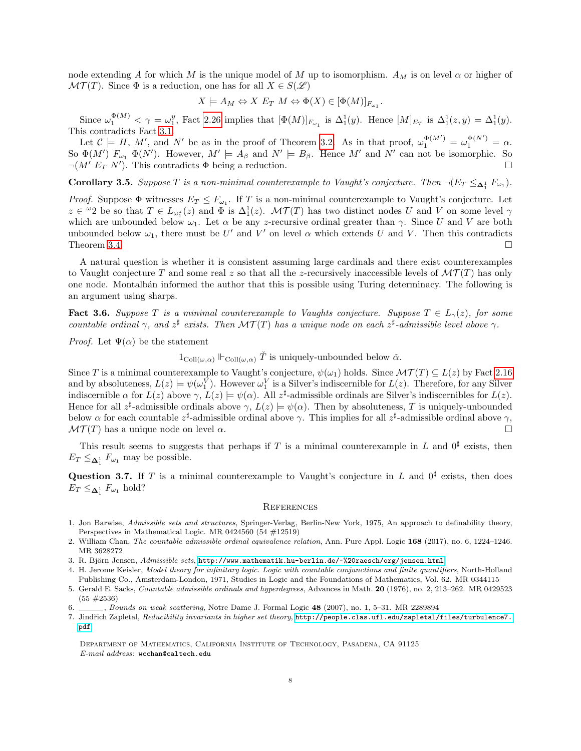node extending $A$ for which $M$ is the unique model of $M$ up to isomorphism. $A_M$ is on level $\alpha$ or higher of $\mathcal{MT}(T)$. Since $\Phi$ is a reduction, one has for all $X \in S(\mathscr{L})$

$$X \models A_M \Leftrightarrow X \; E_T \; M \Leftrightarrow \Phi(X) \in [\Phi(M)]_{F_{\omega_1}}.$$

Since $\omega_1^{\Phi(M)} < \gamma = \omega_1^y$, Fact 2.26 implies that $[\Phi(M)]_{F_{\omega_1}}$ is $\Delta_1^1(y)$. Hence $[M]_{E_T}$ is $\Delta_1^1(z, y) = \Delta_1^1(y)$. This contradicts Fact 3.1.

Let $\mathcal{C} \models H$, $M'$, and $N'$ be as in the proof of Theorem 3.2. As in that proof, $\omega_1^{\Phi(M')} = \omega_1^{\Phi(N')} = \alpha$. So $\Phi(M') \; F_{\omega_1} \; \Phi(N')$. However, $M' \models A_\beta$ and $N' \models B_\beta$. Hence $M'$ and $N'$ can not be isomorphic. So $\neg(M' \; E_T \; N')$. This contradicts $\Phi$ being a reduction. $\square$

**Corollary 3.5.** *Suppose $T$ is a non-minimal counterexample to Vaught's conjecture. Then $\neg(E_T \leq_{\mathbf{\Delta}_1^1} F_{\omega_1})$.*

*Proof.* Suppose $\Phi$ witnesses $E_T \leq F_{\omega_1}$. If $T$ is a non-minimal counterexample to Vaught's conjecture. Let $z \in {}^\omega 2$ be so that $T \in L_{\omega_1^z}(z)$ and $\Phi$ is $\Delta_1^1(z)$. $\mathcal{MT}(T)$ has two distinct nodes $U$ and $V$ on some level $\gamma$ which are unbounded below $\omega_1$. Let $\alpha$ be any $z$-recursive ordinal greater than $\gamma$. Since $U$ and $V$ are both unbounded below $\omega_1$, there must be $U'$ and $V'$ on level $\alpha$ which extends $U$ and $V$. Then this contradicts Theorem 3.4. $\square$

A natural question is whether it is consistent assuming large cardinals and there exist counterexamples to Vaught conjecture $T$ and some real $z$ so that all the $z$-recursively inaccessible levels of $\mathcal{MT}(T)$ has only one node. Montalbán informed the author that this is possible using Turing determinacy. The following is an argument using sharps.

**Fact 3.6.** *Suppose $T$ is a minimal counterexample to Vaughts conjecture. Suppose $T \in L_\gamma(z)$, for some countable ordinal $\gamma$, and $z^\sharp$ exists. Then $\mathcal{MT}(T)$ has a unique node on each $z^\sharp$-admissible level above $\gamma$.*

*Proof.* Let $\Psi(\alpha)$ be the statement

$$1_{\text{Coll}(\omega,\alpha)} \Vdash_{\text{Coll}(\omega,\alpha)} \check{T} \text{ is uniquely-unbounded below } \check{\alpha}.$$

Since $T$ is a minimal counterexample to Vaught's conjecture, $\psi(\omega_1)$ holds. Since $\mathcal{MT}(T) \subseteq L(z)$ by Fact 2.16 and by absoluteness, $L(z) \models \psi(\omega_1^V)$. However $\omega_1^V$ is a Silver's indiscernible for $L(z)$. Therefore, for any Silver indiscernible $\alpha$ for $L(z)$ above $\gamma$, $L(z) \models \psi(\alpha)$. All $z^\sharp$-admissible ordinals are Silver's indiscernibles for $L(z)$. Hence for all $z^\sharp$-admissible ordinals above $\gamma$, $L(z) \models \psi(\alpha)$. Then by absoluteness, $T$ is uniquely-unbounded below $\alpha$ for each countable $z^\sharp$-admissible ordinal above $\gamma$. This implies for all $z^\sharp$-admissible ordinal above $\gamma$, $\mathcal{MT}(T)$ has a unique node on level $\alpha$. $\square$

This result seems to suggests that perhaps if $T$ is a minimal counterexample in $L$ and $0^\sharp$ exists, then $E_T \leq_{\mathbf{\Delta}_1^1} F_{\omega_1}$ may be possible.

**Question 3.7.** If $T$ is a minimal counterexample to Vaught's conjecture in $L$ and $0^\sharp$ exists, then does $E_T \leq_{\mathbf{\Delta}_1^1} F_{\omega_1}$ hold?

## References

1. Jon Barwise, *Admissible sets and structures*, Springer-Verlag, Berlin-New York, 1975, An approach to definability theory, Perspectives in Mathematical Logic. MR 0424560 (54 #12519)
2. William Chan, *The countable admissible ordinal equivalence relation*, Ann. Pure Appl. Logic **168** (2017), no. 6, 1224–1246. MR 3628272
3. R. Björn Jensen, *Admissible sets*, http://www.mathematik.hu-berlin.de/~%20raesch/org/jensen.html.
4. H. Jerome Keisler, *Model theory for infinitary logic. Logic with countable conjunctions and finite quantifiers*, North-Holland Publishing Co., Amsterdam-London, 1971, Studies in Logic and the Foundations of Mathematics, Vol. 62. MR 0344115
5. Gerald E. Sacks, *Countable admissible ordinals and hyperdegrees*, Advances in Math. **20** (1976), no. 2, 213–262. MR 0429523 (55 #2536)
6. ______, *Bounds on weak scattering*, Notre Dame J. Formal Logic **48** (2007), no. 1, 5–31. MR 2289894
7. Jindřich Zapletal, *Reducibility invariants in higher set theory*, http://people.clas.ufl.edu/zapletal/files/turbulence7.pdf.

Department of Mathematics, California Institute of Technology, Pasadena, CA 91125
*E-mail address*: wcchan@caltech.edu